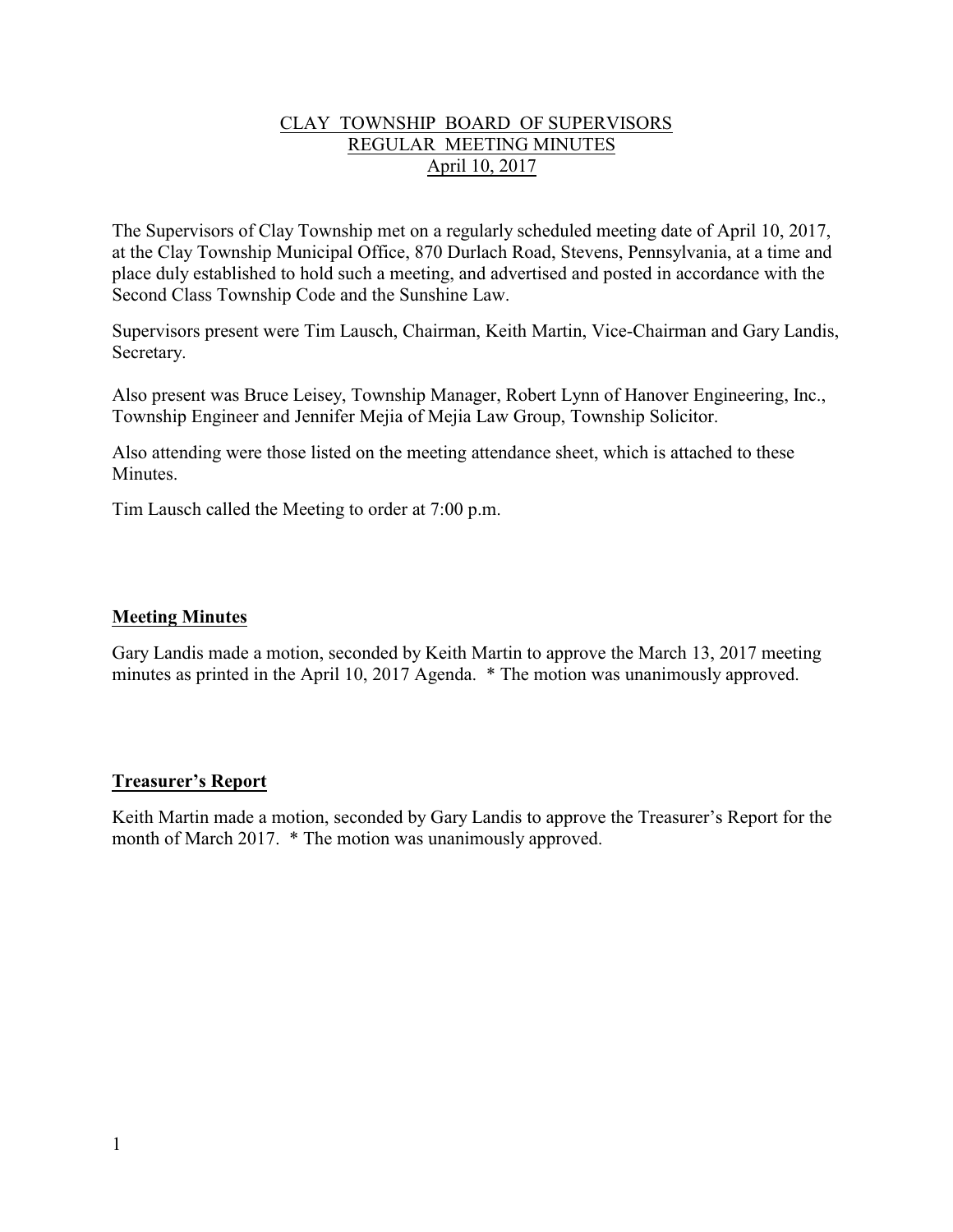# CLAY TOWNSHIP BOARD OF SUPERVISORS
## REGULAR MEETING MINUTES
## April 10, 2017

The Supervisors of Clay Township met on a regularly scheduled meeting date of April 10, 2017, at the Clay Township Municipal Office, 870 Durlach Road, Stevens, Pennsylvania, at a time and place duly established to hold such a meeting, and advertised and posted in accordance with the Second Class Township Code and the Sunshine Law.

Supervisors present were Tim Lausch, Chairman, Keith Martin, Vice-Chairman and Gary Landis, Secretary.

Also present was Bruce Leisey, Township Manager, Robert Lynn of Hanover Engineering, Inc., Township Engineer and Jennifer Mejia of Mejia Law Group, Township Solicitor.

Also attending were those listed on the meeting attendance sheet, which is attached to these Minutes.

Tim Lausch called the Meeting to order at 7:00 p.m.

### Meeting Minutes

Gary Landis made a motion, seconded by Keith Martin to approve the March 13, 2017 meeting minutes as printed in the April 10, 2017 Agenda. * The motion was unanimously approved.

### Treasurer's Report

Keith Martin made a motion, seconded by Gary Landis to approve the Treasurer's Report for the month of March 2017. * The motion was unanimously approved.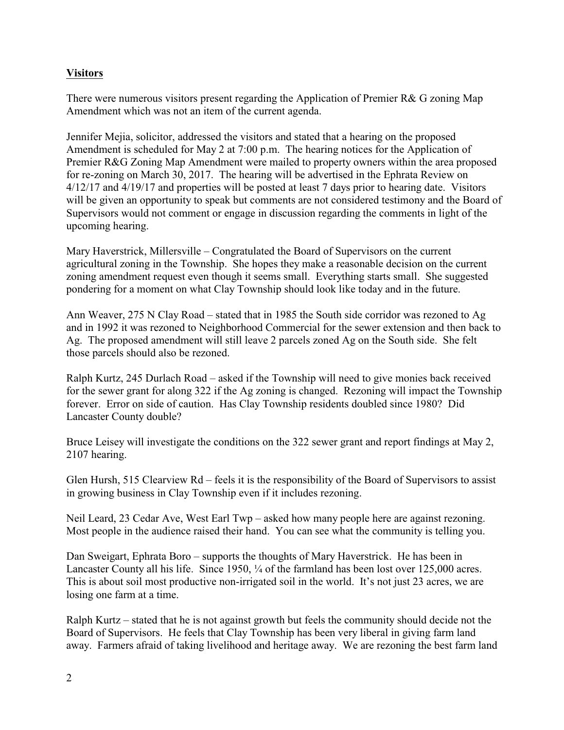**Visitors**

There were numerous visitors present regarding the Application of Premier R& G zoning Map Amendment which was not an item of the current agenda.

Jennifer Mejia, solicitor, addressed the visitors and stated that a hearing on the proposed Amendment is scheduled for May 2 at 7:00 p.m. The hearing notices for the Application of Premier R&G Zoning Map Amendment were mailed to property owners within the area proposed for re-zoning on March 30, 2017. The hearing will be advertised in the Ephrata Review on 4/12/17 and 4/19/17 and properties will be posted at least 7 days prior to hearing date. Visitors will be given an opportunity to speak but comments are not considered testimony and the Board of Supervisors would not comment or engage in discussion regarding the comments in light of the upcoming hearing.

Mary Haverstrick, Millersville – Congratulated the Board of Supervisors on the current agricultural zoning in the Township. She hopes they make a reasonable decision on the current zoning amendment request even though it seems small. Everything starts small. She suggested pondering for a moment on what Clay Township should look like today and in the future.

Ann Weaver, 275 N Clay Road – stated that in 1985 the South side corridor was rezoned to Ag and in 1992 it was rezoned to Neighborhood Commercial for the sewer extension and then back to Ag. The proposed amendment will still leave 2 parcels zoned Ag on the South side. She felt those parcels should also be rezoned.

Ralph Kurtz, 245 Durlach Road – asked if the Township will need to give monies back received for the sewer grant for along 322 if the Ag zoning is changed. Rezoning will impact the Township forever. Error on side of caution. Has Clay Township residents doubled since 1980? Did Lancaster County double?

Bruce Leisey will investigate the conditions on the 322 sewer grant and report findings at May 2, 2107 hearing.

Glen Hursh, 515 Clearview Rd – feels it is the responsibility of the Board of Supervisors to assist in growing business in Clay Township even if it includes rezoning.

Neil Leard, 23 Cedar Ave, West Earl Twp – asked how many people here are against rezoning. Most people in the audience raised their hand. You can see what the community is telling you.

Dan Sweigart, Ephrata Boro – supports the thoughts of Mary Haverstrick. He has been in Lancaster County all his life. Since 1950, ¼ of the farmland has been lost over 125,000 acres. This is about soil most productive non-irrigated soil in the world. It's not just 23 acres, we are losing one farm at a time.

Ralph Kurtz – stated that he is not against growth but feels the community should decide not the Board of Supervisors. He feels that Clay Township has been very liberal in giving farm land away. Farmers afraid of taking livelihood and heritage away. We are rezoning the best farm land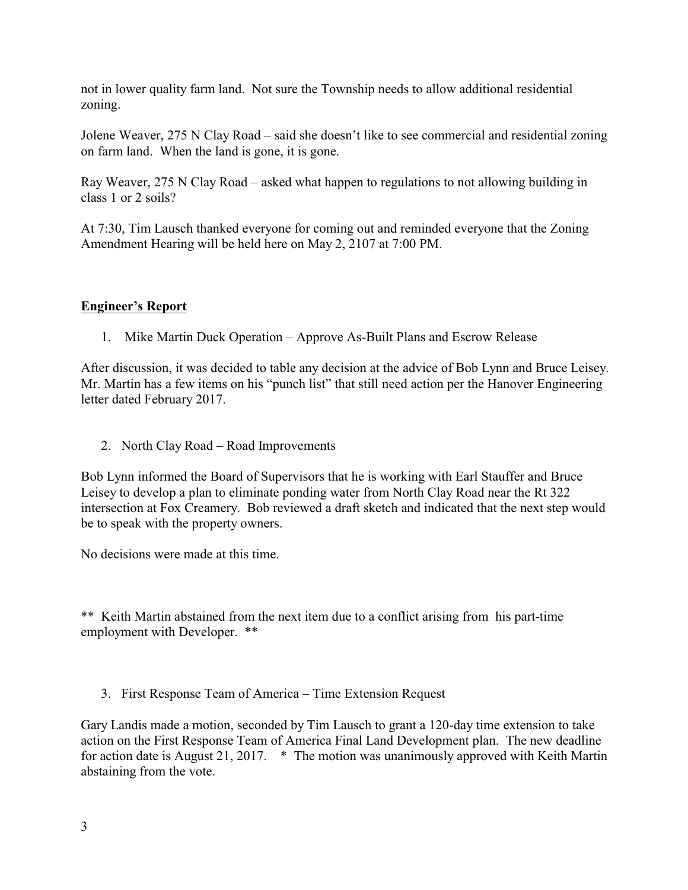not in lower quality farm land. Not sure the Township needs to allow additional residential zoning.

Jolene Weaver, 275 N Clay Road – said she doesn't like to see commercial and residential zoning on farm land. When the land is gone, it is gone.

Ray Weaver, 275 N Clay Road – asked what happen to regulations to not allowing building in class 1 or 2 soils?

At 7:30, Tim Lausch thanked everyone for coming out and reminded everyone that the Zoning Amendment Hearing will be held here on May 2, 2107 at 7:00 PM.

## Engineer's Report

1. Mike Martin Duck Operation – Approve As-Built Plans and Escrow Release

After discussion, it was decided to table any decision at the advice of Bob Lynn and Bruce Leisey. Mr. Martin has a few items on his "punch list" that still need action per the Hanover Engineering letter dated February 2017.

2. North Clay Road – Road Improvements

Bob Lynn informed the Board of Supervisors that he is working with Earl Stauffer and Bruce Leisey to develop a plan to eliminate ponding water from North Clay Road near the Rt 322 intersection at Fox Creamery. Bob reviewed a draft sketch and indicated that the next step would be to speak with the property owners.

No decisions were made at this time.

** Keith Martin abstained from the next item due to a conflict arising from his part-time employment with Developer. **

3. First Response Team of America – Time Extension Request

Gary Landis made a motion, seconded by Tim Lausch to grant a 120-day time extension to take action on the First Response Team of America Final Land Development plan. The new deadline for action date is August 21, 2017. * The motion was unanimously approved with Keith Martin abstaining from the vote.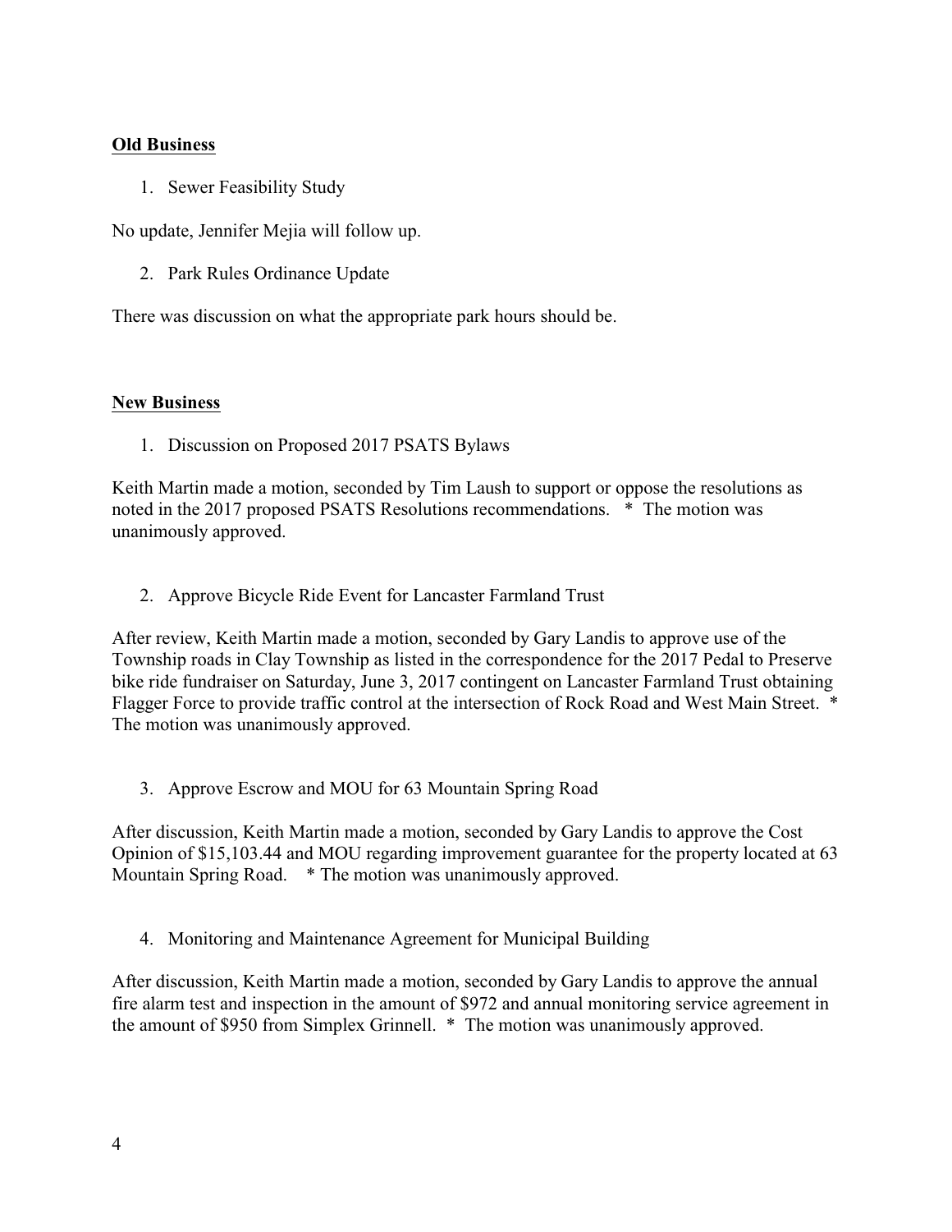**Old Business**

1. Sewer Feasibility Study

No update, Jennifer Mejia will follow up.

2. Park Rules Ordinance Update

There was discussion on what the appropriate park hours should be.

**New Business**

1. Discussion on Proposed 2017 PSATS Bylaws

Keith Martin made a motion, seconded by Tim Laush to support or oppose the resolutions as noted in the 2017 proposed PSATS Resolutions recommendations. * The motion was unanimously approved.

2. Approve Bicycle Ride Event for Lancaster Farmland Trust

After review, Keith Martin made a motion, seconded by Gary Landis to approve use of the Township roads in Clay Township as listed in the correspondence for the 2017 Pedal to Preserve bike ride fundraiser on Saturday, June 3, 2017 contingent on Lancaster Farmland Trust obtaining Flagger Force to provide traffic control at the intersection of Rock Road and West Main Street. * The motion was unanimously approved.

3. Approve Escrow and MOU for 63 Mountain Spring Road

After discussion, Keith Martin made a motion, seconded by Gary Landis to approve the Cost Opinion of $15,103.44 and MOU regarding improvement guarantee for the property located at 63 Mountain Spring Road. * The motion was unanimously approved.

4. Monitoring and Maintenance Agreement for Municipal Building

After discussion, Keith Martin made a motion, seconded by Gary Landis to approve the annual fire alarm test and inspection in the amount of $972 and annual monitoring service agreement in the amount of $950 from Simplex Grinnell. * The motion was unanimously approved.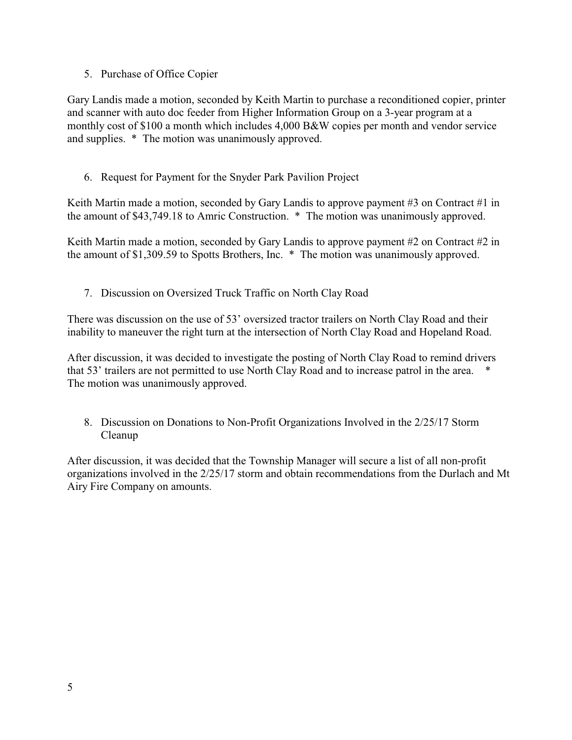5. Purchase of Office Copier

Gary Landis made a motion, seconded by Keith Martin to purchase a reconditioned copier, printer and scanner with auto doc feeder from Higher Information Group on a 3-year program at a monthly cost of $100 a month which includes 4,000 B&W copies per month and vendor service and supplies. * The motion was unanimously approved.

6. Request for Payment for the Snyder Park Pavilion Project

Keith Martin made a motion, seconded by Gary Landis to approve payment #3 on Contract #1 in the amount of $43,749.18 to Amric Construction. * The motion was unanimously approved.

Keith Martin made a motion, seconded by Gary Landis to approve payment #2 on Contract #2 in the amount of $1,309.59 to Spotts Brothers, Inc. * The motion was unanimously approved.

7. Discussion on Oversized Truck Traffic on North Clay Road

There was discussion on the use of 53' oversized tractor trailers on North Clay Road and their inability to maneuver the right turn at the intersection of North Clay Road and Hopeland Road.

After discussion, it was decided to investigate the posting of North Clay Road to remind drivers that 53' trailers are not permitted to use North Clay Road and to increase patrol in the area. * The motion was unanimously approved.

8. Discussion on Donations to Non-Profit Organizations Involved in the 2/25/17 Storm Cleanup

After discussion, it was decided that the Township Manager will secure a list of all non-profit organizations involved in the 2/25/17 storm and obtain recommendations from the Durlach and Mt Airy Fire Company on amounts.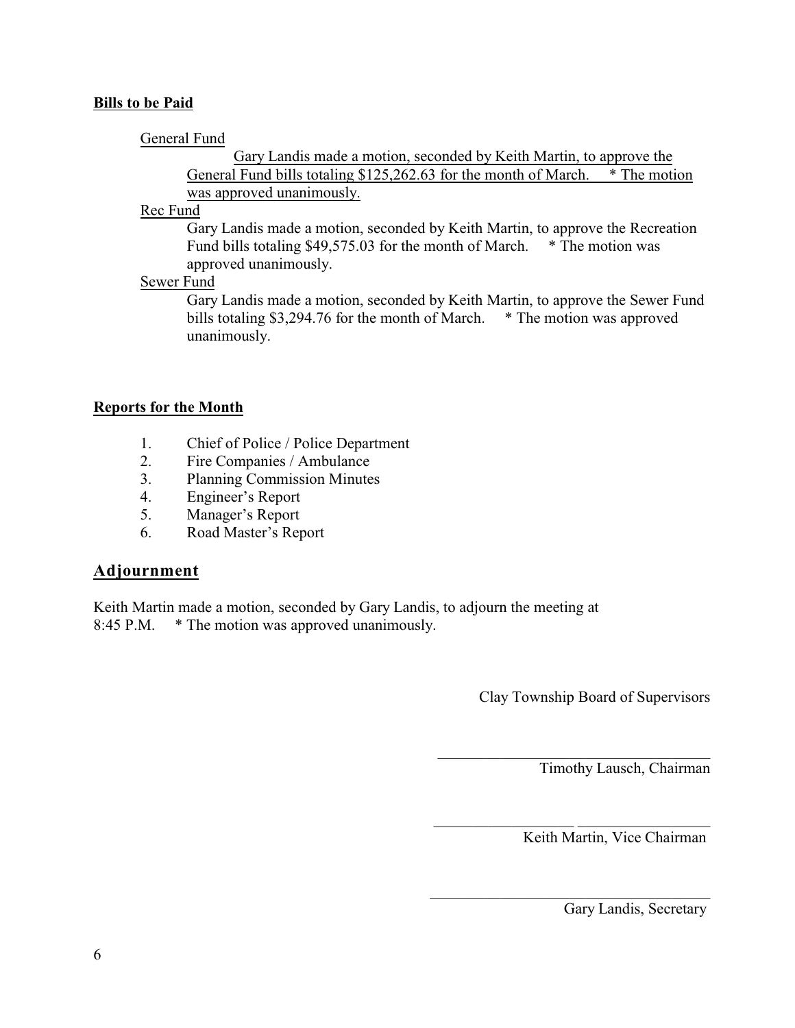**Bills to be Paid**

General Fund

Gary Landis made a motion, seconded by Keith Martin, to approve the General Fund bills totaling $125,262.63 for the month of March. * The motion was approved unanimously.

Rec Fund

Gary Landis made a motion, seconded by Keith Martin, to approve the Recreation Fund bills totaling $49,575.03 for the month of March. * The motion was approved unanimously.

Sewer Fund

Gary Landis made a motion, seconded by Keith Martin, to approve the Sewer Fund bills totaling $3,294.76 for the month of March. * The motion was approved unanimously.

**Reports for the Month**

1. Chief of Police / Police Department
2. Fire Companies / Ambulance
3. Planning Commission Minutes
4. Engineer's Report
5. Manager's Report
6. Road Master's Report

## Adjournment

Keith Martin made a motion, seconded by Gary Landis, to adjourn the meeting at 8:45 P.M. * The motion was approved unanimously.

Clay Township Board of Supervisors

______________________________
Timothy Lausch, Chairman

______________________________
Keith Martin, Vice Chairman

______________________________
Gary Landis, Secretary